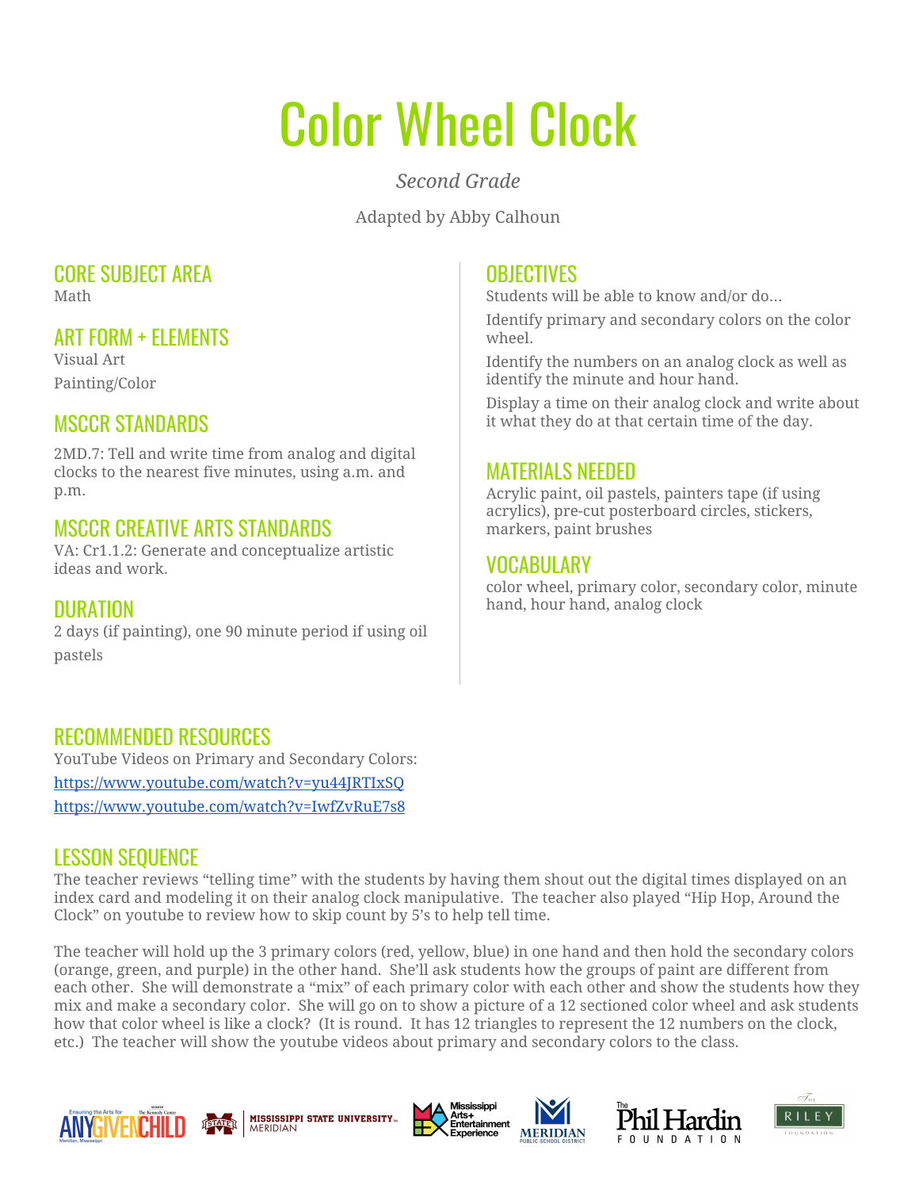# Color Wheel Clock

*Second Grade*

Adapted by Abby Calhoun

## CORE SUBJECT AREA

Math

## ART FORM + ELEMENTS

Visual Art

Painting/Color

## MSCCR STANDARDS

2MD.7: Tell and write time from analog and digital clocks to the nearest five minutes, using a.m. and p.m.

## MSCCR CREATIVE ARTS STANDARDS

VA: Cr1.1.2: Generate and conceptualize artistic ideas and work.

## DURATION

2 days (if painting), one 90 minute period if using oil pastels

## OBJECTIVES

Students will be able to know and/or do...

Identify primary and secondary colors on the color wheel.

Identify the numbers on an analog clock as well as identify the minute and hour hand.

Display a time on their analog clock and write about it what they do at that certain time of the day.

## MATERIALS NEEDED

Acrylic paint, oil pastels, painters tape (if using acrylics), pre-cut posterboard circles, stickers, markers, paint brushes

## VOCABULARY

color wheel, primary color, secondary color, minute hand, hour hand, analog clock

## RECOMMENDED RESOURCES

YouTube Videos on Primary and Secondary Colors:

https://www.youtube.com/watch?v=yu44JRTIxSQ

https://www.youtube.com/watch?v=IwfZvRuE7s8

## LESSON SEQUENCE

The teacher reviews "telling time" with the students by having them shout out the digital times displayed on an index card and modeling it on their analog clock manipulative. The teacher also played "Hip Hop, Around the Clock" on youtube to review how to skip count by 5's to help tell time.

The teacher will hold up the 3 primary colors (red, yellow, blue) in one hand and then hold the secondary colors (orange, green, and purple) in the other hand. She'll ask students how the groups of paint are different from each other. She will demonstrate a "mix" of each primary color with each other and show the students how they mix and make a secondary color. She will go on to show a picture of a 12 sectioned color wheel and ask students how that color wheel is like a clock? (It is round. It has 12 triangles to represent the 12 numbers on the clock, etc.) The teacher will show the youtube videos about primary and secondary colors to the class.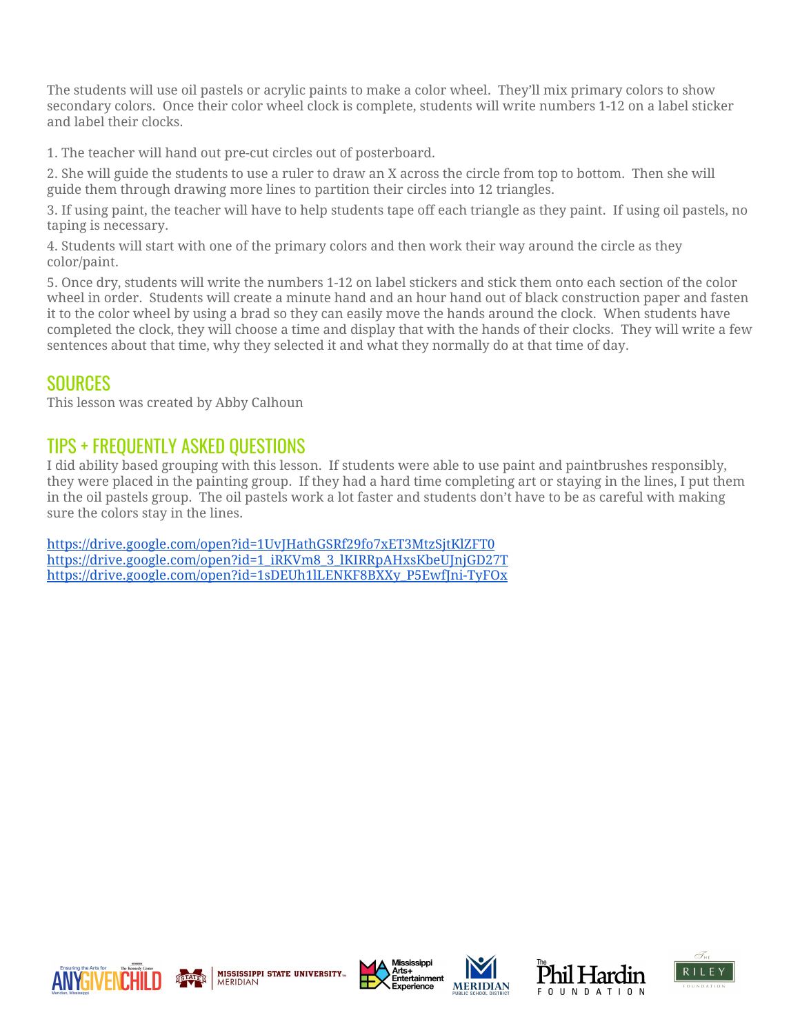The students will use oil pastels or acrylic paints to make a color wheel. They'll mix primary colors to show secondary colors. Once their color wheel clock is complete, students will write numbers 1-12 on a label sticker and label their clocks.

1. The teacher will hand out pre-cut circles out of posterboard.
2. She will guide the students to use a ruler to draw an X across the circle from top to bottom. Then she will guide them through drawing more lines to partition their circles into 12 triangles.
3. If using paint, the teacher will have to help students tape off each triangle as they paint. If using oil pastels, no taping is necessary.
4. Students will start with one of the primary colors and then work their way around the circle as they color/paint.
5. Once dry, students will write the numbers 1-12 on label stickers and stick them onto each section of the color wheel in order. Students will create a minute hand and an hour hand out of black construction paper and fasten it to the color wheel by using a brad so they can easily move the hands around the clock. When students have completed the clock, they will choose a time and display that with the hands of their clocks. They will write a few sentences about that time, why they selected it and what they normally do at that time of day.

## SOURCES

This lesson was created by Abby Calhoun

## TIPS + FREQUENTLY ASKED QUESTIONS

I did ability based grouping with this lesson. If students were able to use paint and paintbrushes responsibly, they were placed in the painting group. If they had a hard time completing art or staying in the lines, I put them in the oil pastels group. The oil pastels work a lot faster and students don't have to be as careful with making sure the colors stay in the lines.

https://drive.google.com/open?id=1UvJHathGSRf29fo7xET3MtzSjtKlZFT0
https://drive.google.com/open?id=1_iRKVm8_3_lKIRRpAHxsKbeUJnjGD27T
https://drive.google.com/open?id=1sDEUh1lLENKF8BXXy_P5EwfJni-TyFOx